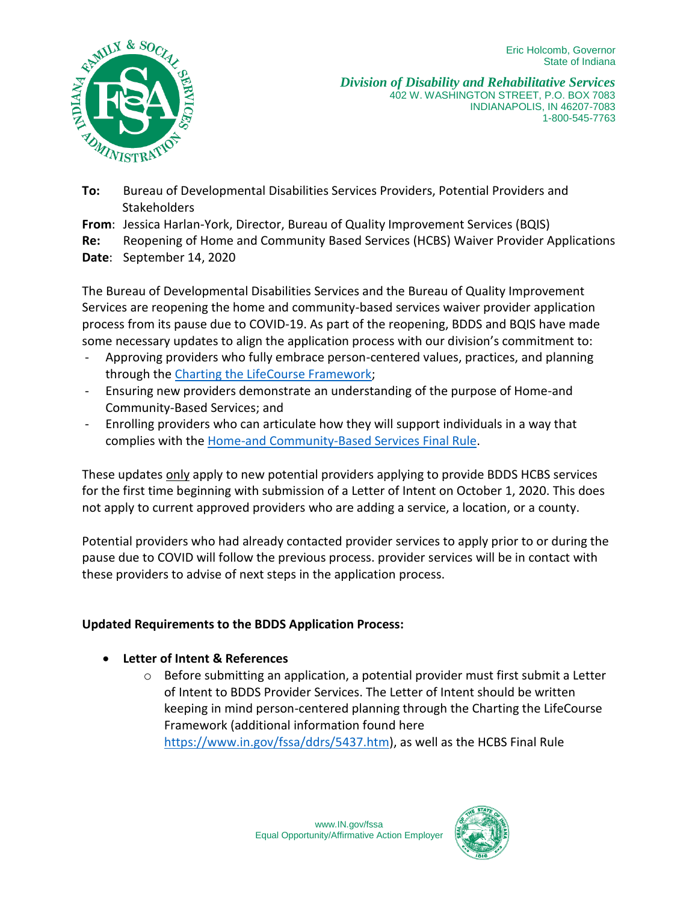Eric Holcomb, Governor
State of Indiana

*Division of Disability and Rehabilitative Services*
402 W. WASHINGTON STREET, P.O. BOX 7083
INDIANAPOLIS, IN 46207-7083
1-800-545-7763

**To:** Bureau of Developmental Disabilities Services Providers, Potential Providers and Stakeholders
**From**: Jessica Harlan-York, Director, Bureau of Quality Improvement Services (BQIS)
**Re:** Reopening of Home and Community Based Services (HCBS) Waiver Provider Applications
**Date**: September 14, 2020

The Bureau of Developmental Disabilities Services and the Bureau of Quality Improvement Services are reopening the home and community-based services waiver provider application process from its pause due to COVID-19. As part of the reopening, BDDS and BQIS have made some necessary updates to align the application process with our division's commitment to:

- Approving providers who fully embrace person-centered values, practices, and planning through the Charting the LifeCourse Framework;
- Ensuring new providers demonstrate an understanding of the purpose of Home-and Community-Based Services; and
- Enrolling providers who can articulate how they will support individuals in a way that complies with the Home-and Community-Based Services Final Rule.

These updates only apply to new potential providers applying to provide BDDS HCBS services for the first time beginning with submission of a Letter of Intent on October 1, 2020. This does not apply to current approved providers who are adding a service, a location, or a county.

Potential providers who had already contacted provider services to apply prior to or during the pause due to COVID will follow the previous process. provider services will be in contact with these providers to advise of next steps in the application process.

**Updated Requirements to the BDDS Application Process:**

- **Letter of Intent & References**
    - Before submitting an application, a potential provider must first submit a Letter of Intent to BDDS Provider Services. The Letter of Intent should be written keeping in mind person-centered planning through the Charting the LifeCourse Framework (additional information found here https://www.in.gov/fssa/ddrs/5437.htm), as well as the HCBS Final Rule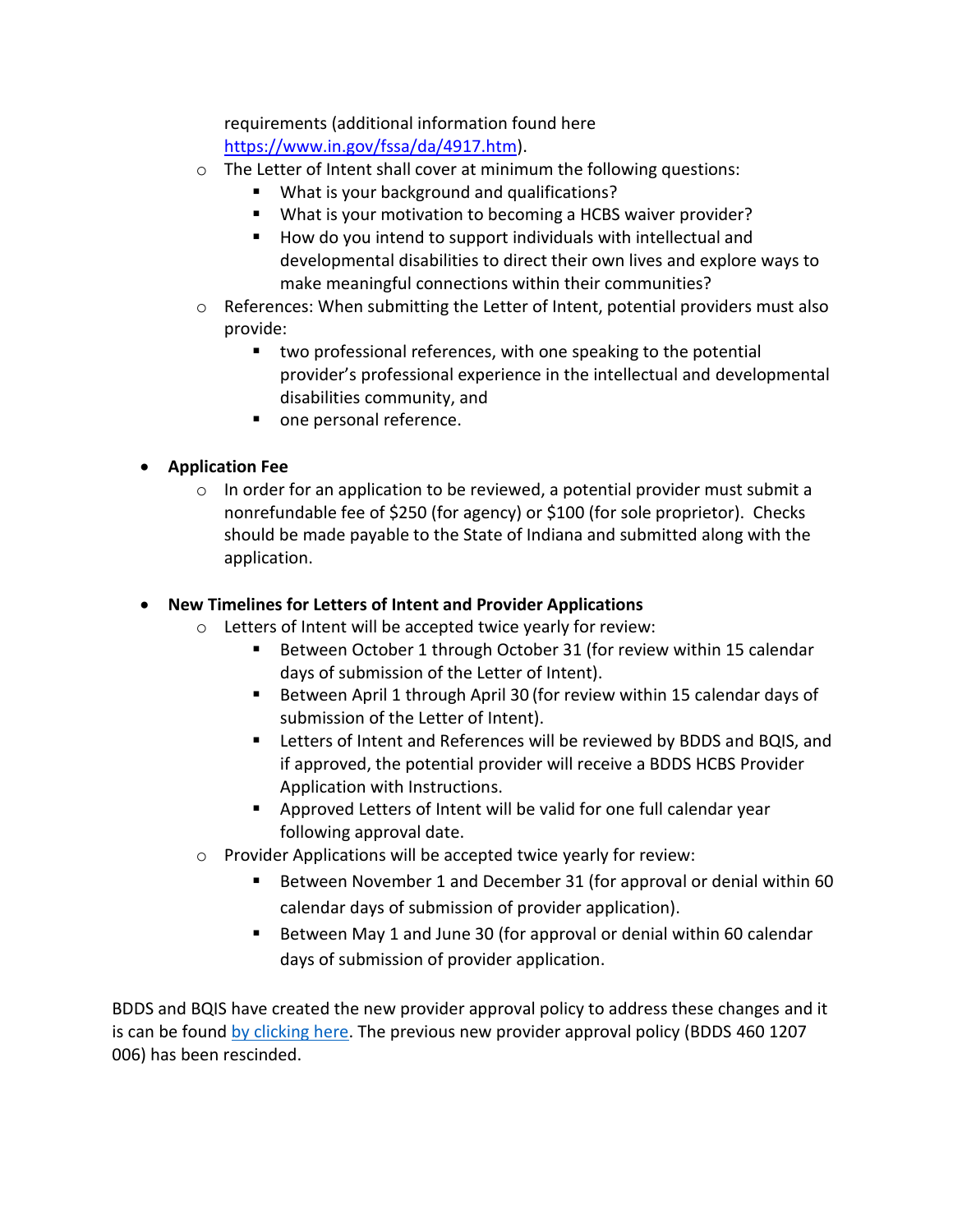requirements (additional information found here [https://www.in.gov/fssa/da/4917.htm](https://www.in.gov/fssa/da/4917.htm)).

  - The Letter of Intent shall cover at minimum the following questions:
    - What is your background and qualifications?
    - What is your motivation to becoming a HCBS waiver provider?
    - How do you intend to support individuals with intellectual and developmental disabilities to direct their own lives and explore ways to make meaningful connections within their communities?
  - References: When submitting the Letter of Intent, potential providers must also provide:
    - two professional references, with one speaking to the potential provider's professional experience in the intellectual and developmental disabilities community, and
    - one personal reference.

- **Application Fee**
  - In order for an application to be reviewed, a potential provider must submit a nonrefundable fee of $250 (for agency) or $100 (for sole proprietor). Checks should be made payable to the State of Indiana and submitted along with the application.

- **New Timelines for Letters of Intent and Provider Applications**
  - Letters of Intent will be accepted twice yearly for review:
    - Between October 1 through October 31 (for review within 15 calendar days of submission of the Letter of Intent).
    - Between April 1 through April 30 (for review within 15 calendar days of submission of the Letter of Intent).
    - Letters of Intent and References will be reviewed by BDDS and BQIS, and if approved, the potential provider will receive a BDDS HCBS Provider Application with Instructions.
    - Approved Letters of Intent will be valid for one full calendar year following approval date.
  - Provider Applications will be accepted twice yearly for review:
    - Between November 1 and December 31 (for approval or denial within 60 calendar days of submission of provider application).
    - Between May 1 and June 30 (for approval or denial within 60 calendar days of submission of provider application.

BDDS and BQIS have created the new provider approval policy to address these changes and it is can be found [by clicking here](). The previous new provider approval policy (BDDS 460 1207 006) has been rescinded.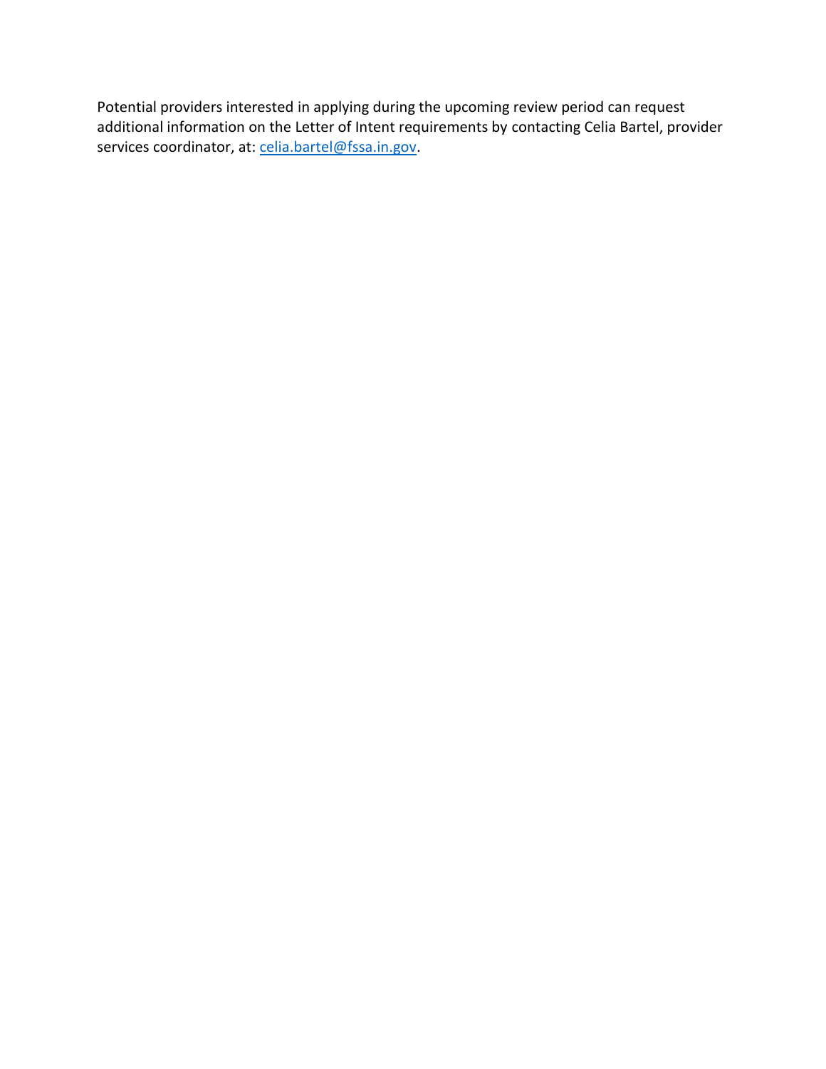Potential providers interested in applying during the upcoming review period can request additional information on the Letter of Intent requirements by contacting Celia Bartel, provider services coordinator, at: [celia.bartel@fssa.in.gov](mailto:celia.bartel@fssa.in.gov).